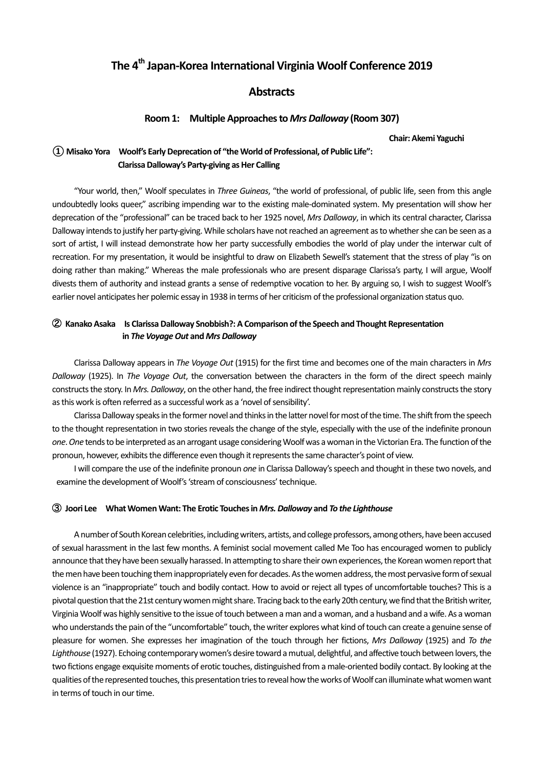# The 4th Japan-Korea International Virginia Woolf Conference 2019

## Abstracts

### Room 1: Multiple Approaches to *Mrs Dalloway* (Room 307)

**Chair: Akemi Yaguchi**

#### ① Misako Yora Woolf's Early Deprecation of "the World of Professional, of Public Life": Clarissa Dalloway's Party-giving as Her Calling

"Your world, then," Woolf speculates in *Three Guineas*, "the world of professional, of public life, seen from this angle undoubtedly looks queer," ascribing impending war to the existing male-dominated system. My presentation will show her deprecation of the "professional" can be traced back to her 1925 novel, *Mrs Dalloway*, in which its central character, Clarissa Dalloway intends to justify her party-giving. While scholars have not reached an agreement as to whether she can be seen as a sort of artist, I will instead demonstrate how her party successfully embodies the world of play under the interwar cult of recreation. For my presentation, it would be insightful to draw on Elizabeth Sewell's statement that the stress of play "is on doing rather than making." Whereas the male professionals who are present disparage Clarissa's party, I will argue, Woolf divests them of authority and instead grants a sense of redemptive vocation to her. By arguing so, I wish to suggest Woolf's earlier novel anticipates her polemic essay in 1938 in terms of her criticism of the professional organization status quo.

#### ② Kanako Asaka Is Clarissa Dalloway Snobbish?: A Comparison of the Speech and Thought Representation in *The Voyage Out* and *Mrs Dalloway*

Clarissa Dalloway appears in *The Voyage Out* (1915) for the first time and becomes one of the main characters in *Mrs Dalloway* (1925). In *The Voyage Out*, the conversation between the characters in the form of the direct speech mainly constructs the story. In *Mrs. Dalloway*, on the other hand, the free indirect thought representation mainly constructs the story as this work is often referred as a successful work as a 'novel of sensibility'.

Clarissa Dalloway speaks in the former novel and thinks in the latter novel for most of the time. The shift from the speech to the thought representation in two stories reveals the change of the style, especially with the use of the indefinite pronoun *one*. *One* tends to be interpreted as an arrogant usage considering Woolf was a woman in the Victorian Era. The function of the pronoun, however, exhibits the difference even though it represents the same character's point of view.

I will compare the use of the indefinite pronoun *one* in Clarissa Dalloway's speech and thought in these two novels, and examine the development of Woolf's 'stream of consciousness' technique.

#### ③ Joori Lee What Women Want: The Erotic Touches in *Mrs. Dalloway* and *To the Lighthouse*

A number of South Korean celebrities, including writers, artists, and college professors, among others, have been accused of sexual harassment in the last few months. A feminist social movement called Me Too has encouraged women to publicly announce that they have been sexually harassed. In attempting to share their own experiences, the Korean women report that the men have been touching them inappropriately even for decades. As the women address, the most pervasive form of sexual violence is an "inappropriate" touch and bodily contact. How to avoid or reject all types of uncomfortable touches? This is a pivotal question that the 21st century women might share. Tracing back to the early 20th century, we find that the British writer, Virginia Woolf was highly sensitive to the issue of touch between a man and a woman, and a husband and a wife. As a woman who understands the pain of the "uncomfortable" touch, the writer explores what kind of touch can create a genuine sense of pleasure for women. She expresses her imagination of the touch through her fictions, *Mrs Dalloway* (1925) and *To the Lighthouse* (1927). Echoing contemporary women's desire toward a mutual, delightful, and affective touch between lovers, the two fictions engage exquisite moments of erotic touches, distinguished from a male-oriented bodily contact. By looking at the qualities of the represented touches, this presentation tries to reveal how the works of Woolf can illuminate what women want in terms of touch in our time.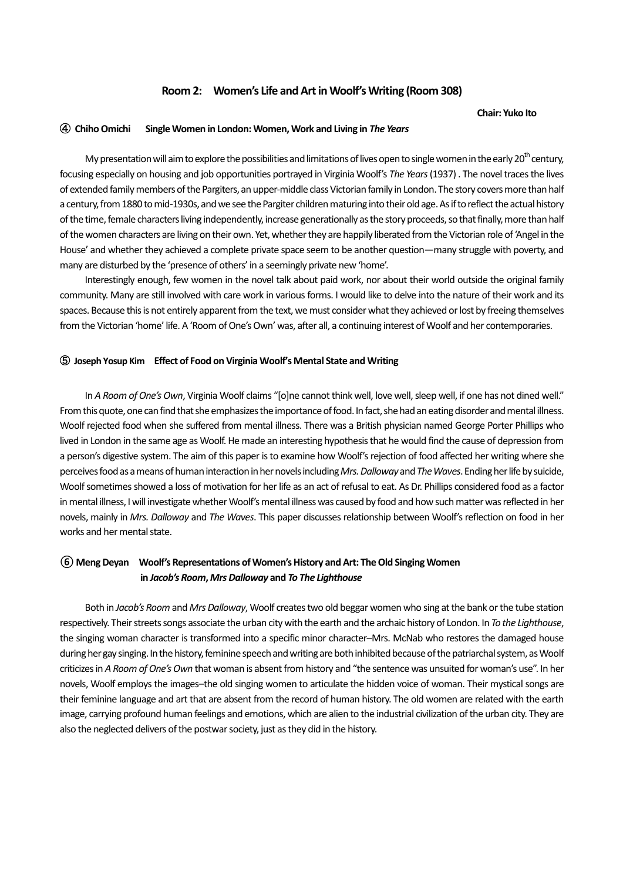## Room 2: Women's Life and Art in Woolf's Writing (Room 308)

**Chair: Yuko Ito**

### ④ Chiho Omichi Single Women in London: Women, Work and Living in *The Years*

My presentation will aim to explore the possibilities and limitations of lives open to single women in the early 20th century, focusing especially on housing and job opportunities portrayed in Virginia Woolf's *The Years* (1937) . The novel traces the lives of extended family members of the Pargiters, an upper-middle class Victorian family in London. The story covers more than half a century, from 1880 to mid-1930s, and we see the Pargiter children maturing into their old age. As if to reflect the actual history of the time, female characters living independently, increase generationally as the story proceeds, so that finally, more than half of the women characters are living on their own. Yet, whether they are happily liberated from the Victorian role of 'Angel in the House' and whether they achieved a complete private space seem to be another question—many struggle with poverty, and many are disturbed by the 'presence of others' in a seemingly private new 'home'.

Interestingly enough, few women in the novel talk about paid work, nor about their world outside the original family community. Many are still involved with care work in various forms. I would like to delve into the nature of their work and its spaces. Because this is not entirely apparent from the text, we must consider what they achieved or lost by freeing themselves from the Victorian 'home' life. A 'Room of One's Own' was, after all, a continuing interest of Woolf and her contemporaries.

### ⑤ Joseph Yosup Kim Effect of Food on Virginia Woolf's Mental State and Writing

In *A Room of One's Own*, Virginia Woolf claims "[o]ne cannot think well, love well, sleep well, if one has not dined well." From this quote, one can find that she emphasizes the importance of food. In fact, she had an eating disorder and mental illness. Woolf rejected food when she suffered from mental illness. There was a British physician named George Porter Phillips who lived in London in the same age as Woolf. He made an interesting hypothesis that he would find the cause of depression from a person's digestive system. The aim of this paper is to examine how Woolf's rejection of food affected her writing where she perceives food as a means of human interaction in her novels including *Mrs. Dalloway* and *The Waves*. Ending her life by suicide, Woolf sometimes showed a loss of motivation for her life as an act of refusal to eat. As Dr. Phillips considered food as a factor in mental illness, I will investigate whether Woolf's mental illness was caused by food and how such matter was reflected in her novels, mainly in *Mrs. Dalloway* and *The Waves*. This paper discusses relationship between Woolf's reflection on food in her works and her mental state.

### ⑥ Meng Deyan Woolf's Representations of Women's History and Art: The Old Singing Women in *Jacob's Room*, *Mrs Dalloway* and *To The Lighthouse*

Both in *Jacob's Room* and *Mrs Dalloway*, Woolf creates two old beggar women who sing at the bank or the tube station respectively. Their streets songs associate the urban city with the earth and the archaic history of London. In *To the Lighthouse*, the singing woman character is transformed into a specific minor character–Mrs. McNab who restores the damaged house during her gay singing. In the history, feminine speech and writing are both inhibited because of the patriarchal system, as Woolf criticizes in *A Room of One's Own* that woman is absent from history and "the sentence was unsuited for woman's use". In her novels, Woolf employs the images–the old singing women to articulate the hidden voice of woman. Their mystical songs are their feminine language and art that are absent from the record of human history. The old women are related with the earth image, carrying profound human feelings and emotions, which are alien to the industrial civilization of the urban city. They are also the neglected delivers of the postwar society, just as they did in the history.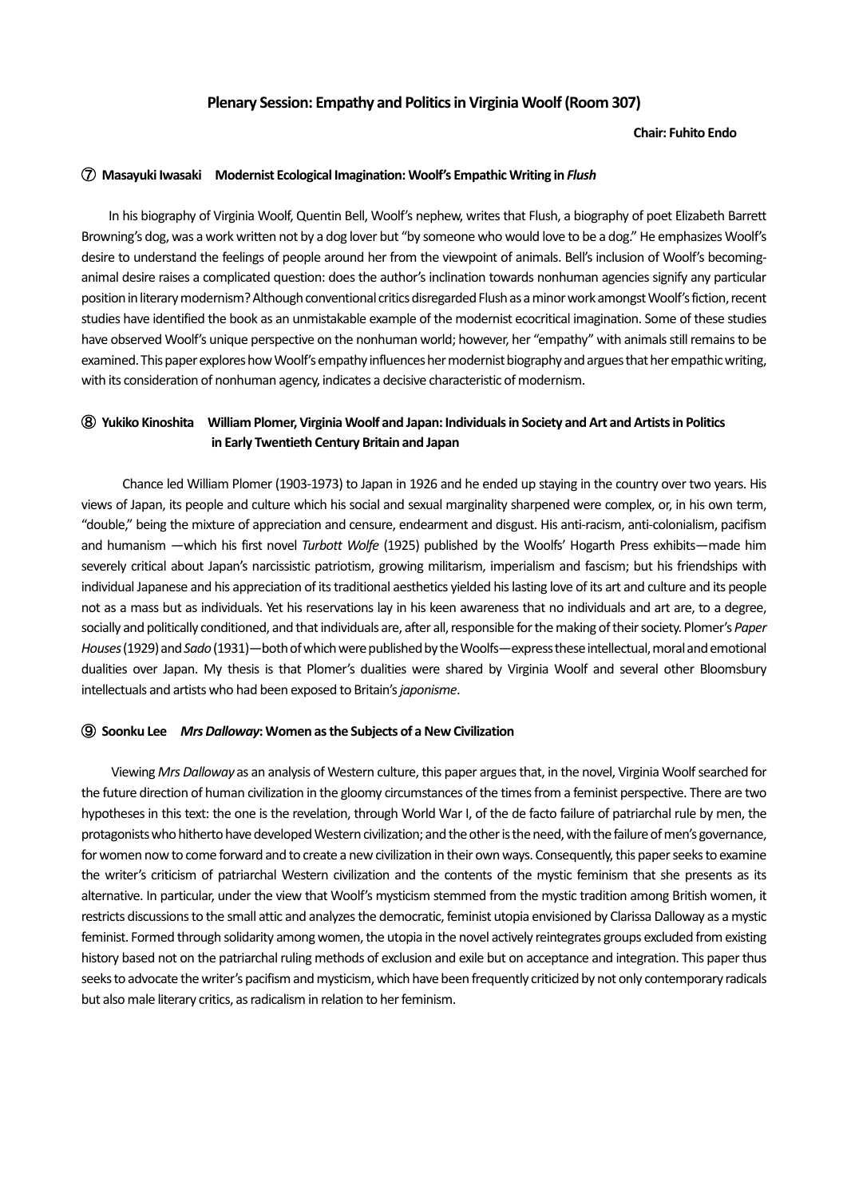## Plenary Session: Empathy and Politics in Virginia Woolf (Room 307)

**Chair: Fuhito Endo**

### ⑦ Masayuki Iwasaki　Modernist Ecological Imagination: Woolf's Empathic Writing in *Flush*

In his biography of Virginia Woolf, Quentin Bell, Woolf's nephew, writes that Flush, a biography of poet Elizabeth Barrett Browning's dog, was a work written not by a dog lover but "by someone who would love to be a dog." He emphasizes Woolf's desire to understand the feelings of people around her from the viewpoint of animals. Bell's inclusion of Woolf's becoming-animal desire raises a complicated question: does the author's inclination towards nonhuman agencies signify any particular position in literary modernism? Although conventional critics disregarded Flush as a minor work amongst Woolf's fiction, recent studies have identified the book as an unmistakable example of the modernist ecocritical imagination. Some of these studies have observed Woolf's unique perspective on the nonhuman world; however, her "empathy" with animals still remains to be examined. This paper explores how Woolf's empathy influences her modernist biography and argues that her empathic writing, with its consideration of nonhuman agency, indicates a decisive characteristic of modernism.

### ⑧ Yukiko Kinoshita　William Plomer, Virginia Woolf and Japan: Individuals in Society and Art and Artists in Politics in Early Twentieth Century Britain and Japan

Chance led William Plomer (1903-1973) to Japan in 1926 and he ended up staying in the country over two years. His views of Japan, its people and culture which his social and sexual marginality sharpened were complex, or, in his own term, "double," being the mixture of appreciation and censure, endearment and disgust. His anti-racism, anti-colonialism, pacifism and humanism —which his first novel *Turbott Wolfe* (1925) published by the Woolfs' Hogarth Press exhibits—made him severely critical about Japan's narcissistic patriotism, growing militarism, imperialism and fascism; but his friendships with individual Japanese and his appreciation of its traditional aesthetics yielded his lasting love of its art and culture and its people not as a mass but as individuals. Yet his reservations lay in his keen awareness that no individuals and art are, to a degree, socially and politically conditioned, and that individuals are, after all, responsible for the making of their society. Plomer's *Paper Houses* (1929) and *Sado* (1931)—both of which were published by the Woolfs—express these intellectual, moral and emotional dualities over Japan. My thesis is that Plomer's dualities were shared by Virginia Woolf and several other Bloomsbury intellectuals and artists who had been exposed to Britain's *japonisme*.

### ⑨ Soonku Lee　*Mrs Dalloway*: Women as the Subjects of a New Civilization

Viewing *Mrs Dalloway* as an analysis of Western culture, this paper argues that, in the novel, Virginia Woolf searched for the future direction of human civilization in the gloomy circumstances of the times from a feminist perspective. There are two hypotheses in this text: the one is the revelation, through World War I, of the de facto failure of patriarchal rule by men, the protagonists who hitherto have developed Western civilization; and the other is the need, with the failure of men's governance, for women now to come forward and to create a new civilization in their own ways. Consequently, this paper seeks to examine the writer's criticism of patriarchal Western civilization and the contents of the mystic feminism that she presents as its alternative. In particular, under the view that Woolf's mysticism stemmed from the mystic tradition among British women, it restricts discussions to the small attic and analyzes the democratic, feminist utopia envisioned by Clarissa Dalloway as a mystic feminist. Formed through solidarity among women, the utopia in the novel actively reintegrates groups excluded from existing history based not on the patriarchal ruling methods of exclusion and exile but on acceptance and integration. This paper thus seeks to advocate the writer's pacifism and mysticism, which have been frequently criticized by not only contemporary radicals but also male literary critics, as radicalism in relation to her feminism.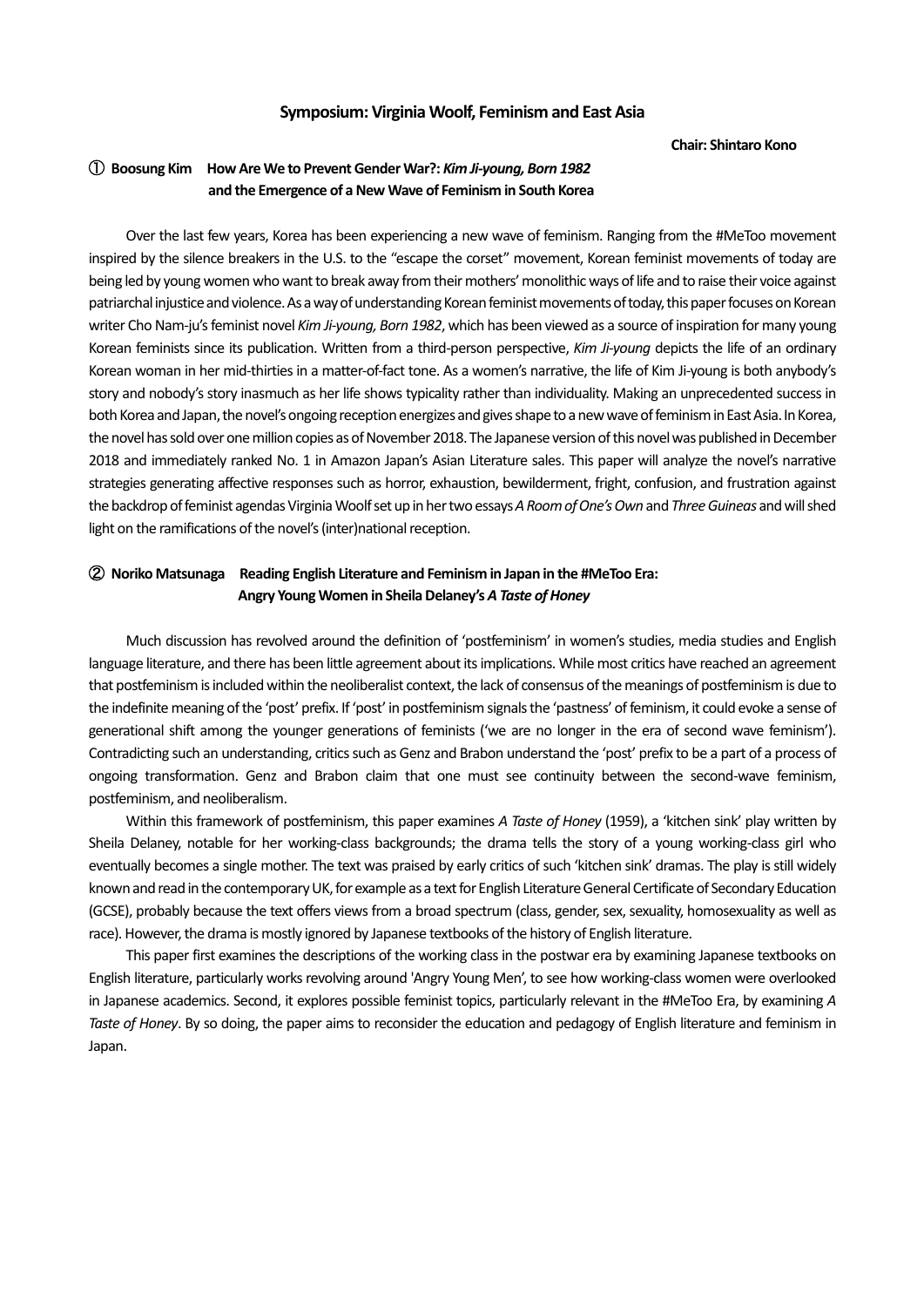## Symposium: Virginia Woolf, Feminism and East Asia

**Chair: Shintaro Kono**

### ① Boosung Kim How Are We to Prevent Gender War?: *Kim Ji-young, Born 1982* and the Emergence of a New Wave of Feminism in South Korea

Over the last few years, Korea has been experiencing a new wave of feminism. Ranging from the #MeToo movement inspired by the silence breakers in the U.S. to the "escape the corset" movement, Korean feminist movements of today are being led by young women who want to break away from their mothers' monolithic ways of life and to raise their voice against patriarchal injustice and violence. As a way of understanding Korean feminist movements of today, this paper focuses on Korean writer Cho Nam-ju's feminist novel *Kim Ji-young, Born 1982*, which has been viewed as a source of inspiration for many young Korean feminists since its publication. Written from a third-person perspective, *Kim Ji-young* depicts the life of an ordinary Korean woman in her mid-thirties in a matter-of-fact tone. As a women's narrative, the life of Kim Ji-young is both anybody's story and nobody's story inasmuch as her life shows typicality rather than individuality. Making an unprecedented success in both Korea and Japan, the novel's ongoing reception energizes and gives shape to a new wave of feminism in East Asia. In Korea, the novel has sold over one million copies as of November 2018. The Japanese version of this novel was published in December 2018 and immediately ranked No. 1 in Amazon Japan's Asian Literature sales. This paper will analyze the novel's narrative strategies generating affective responses such as horror, exhaustion, bewilderment, fright, confusion, and frustration against the backdrop of feminist agendas Virginia Woolf set up in her two essays *A Room of One's Own* and *Three Guineas* and will shed light on the ramifications of the novel's (inter)national reception.

### ② Noriko Matsunaga Reading English Literature and Feminism in Japan in the #MeToo Era: Angry Young Women in Sheila Delaney's *A Taste of Honey*

Much discussion has revolved around the definition of 'postfeminism' in women's studies, media studies and English language literature, and there has been little agreement about its implications. While most critics have reached an agreement that postfeminism is included within the neoliberalist context, the lack of consensus of the meanings of postfeminism is due to the indefinite meaning of the 'post' prefix. If 'post' in postfeminism signals the 'pastness' of feminism, it could evoke a sense of generational shift among the younger generations of feminists ('we are no longer in the era of second wave feminism'). Contradicting such an understanding, critics such as Genz and Brabon understand the 'post' prefix to be a part of a process of ongoing transformation. Genz and Brabon claim that one must see continuity between the second-wave feminism, postfeminism, and neoliberalism.

Within this framework of postfeminism, this paper examines *A Taste of Honey* (1959), a 'kitchen sink' play written by Sheila Delaney, notable for her working-class backgrounds; the drama tells the story of a young working-class girl who eventually becomes a single mother. The text was praised by early critics of such 'kitchen sink' dramas. The play is still widely known and read in the contemporary UK, for example as a text for English Literature General Certificate of Secondary Education (GCSE), probably because the text offers views from a broad spectrum (class, gender, sex, sexuality, homosexuality as well as race). However, the drama is mostly ignored by Japanese textbooks of the history of English literature.

This paper first examines the descriptions of the working class in the postwar era by examining Japanese textbooks on English literature, particularly works revolving around 'Angry Young Men', to see how working-class women were overlooked in Japanese academics. Second, it explores possible feminist topics, particularly relevant in the #MeToo Era, by examining *A Taste of Honey*. By so doing, the paper aims to reconsider the education and pedagogy of English literature and feminism in Japan.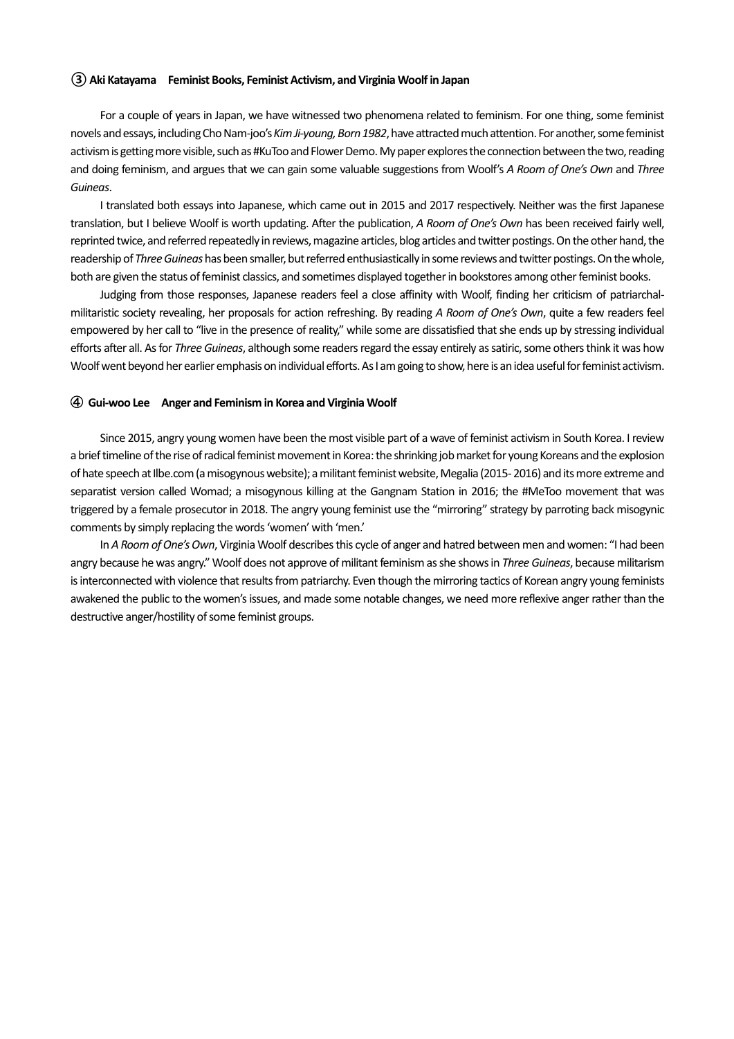### ③ Aki Katayama  Feminist Books, Feminist Activism, and Virginia Woolf in Japan

For a couple of years in Japan, we have witnessed two phenomena related to feminism. For one thing, some feminist novels and essays, including Cho Nam-joo's *Kim Ji-young, Born 1982*, have attracted much attention. For another, some feminist activism is getting more visible, such as #KuToo and Flower Demo. My paper explores the connection between the two, reading and doing feminism, and argues that we can gain some valuable suggestions from Woolf's *A Room of One's Own* and *Three Guineas*.

I translated both essays into Japanese, which came out in 2015 and 2017 respectively. Neither was the first Japanese translation, but I believe Woolf is worth updating. After the publication, *A Room of One's Own* has been received fairly well, reprinted twice, and referred repeatedly in reviews, magazine articles, blog articles and twitter postings. On the other hand, the readership of *Three Guineas* has been smaller, but referred enthusiastically in some reviews and twitter postings. On the whole, both are given the status of feminist classics, and sometimes displayed together in bookstores among other feminist books.

Judging from those responses, Japanese readers feel a close affinity with Woolf, finding her criticism of patriarchal-militaristic society revealing, her proposals for action refreshing. By reading *A Room of One's Own*, quite a few readers feel empowered by her call to "live in the presence of reality," while some are dissatisfied that she ends up by stressing individual efforts after all. As for *Three Guineas*, although some readers regard the essay entirely as satiric, some others think it was how Woolf went beyond her earlier emphasis on individual efforts. As I am going to show, here is an idea useful for feminist activism.

### ④ Gui-woo Lee  Anger and Feminism in Korea and Virginia Woolf

Since 2015, angry young women have been the most visible part of a wave of feminist activism in South Korea. I review a brief timeline of the rise of radical feminist movement in Korea: the shrinking job market for young Koreans and the explosion of hate speech at Ilbe.com (a misogynous website); a militant feminist website, Megalia (2015- 2016) and its more extreme and separatist version called Womad; a misogynous killing at the Gangnam Station in 2016; the #MeToo movement that was triggered by a female prosecutor in 2018. The angry young feminist use the "mirroring" strategy by parroting back misogynic comments by simply replacing the words 'women' with 'men.'

In *A Room of One's Own*, Virginia Woolf describes this cycle of anger and hatred between men and women: "I had been angry because he was angry." Woolf does not approve of militant feminism as she shows in *Three Guineas*, because militarism is interconnected with violence that results from patriarchy. Even though the mirroring tactics of Korean angry young feminists awakened the public to the women's issues, and made some notable changes, we need more reflexive anger rather than the destructive anger/hostility of some feminist groups.